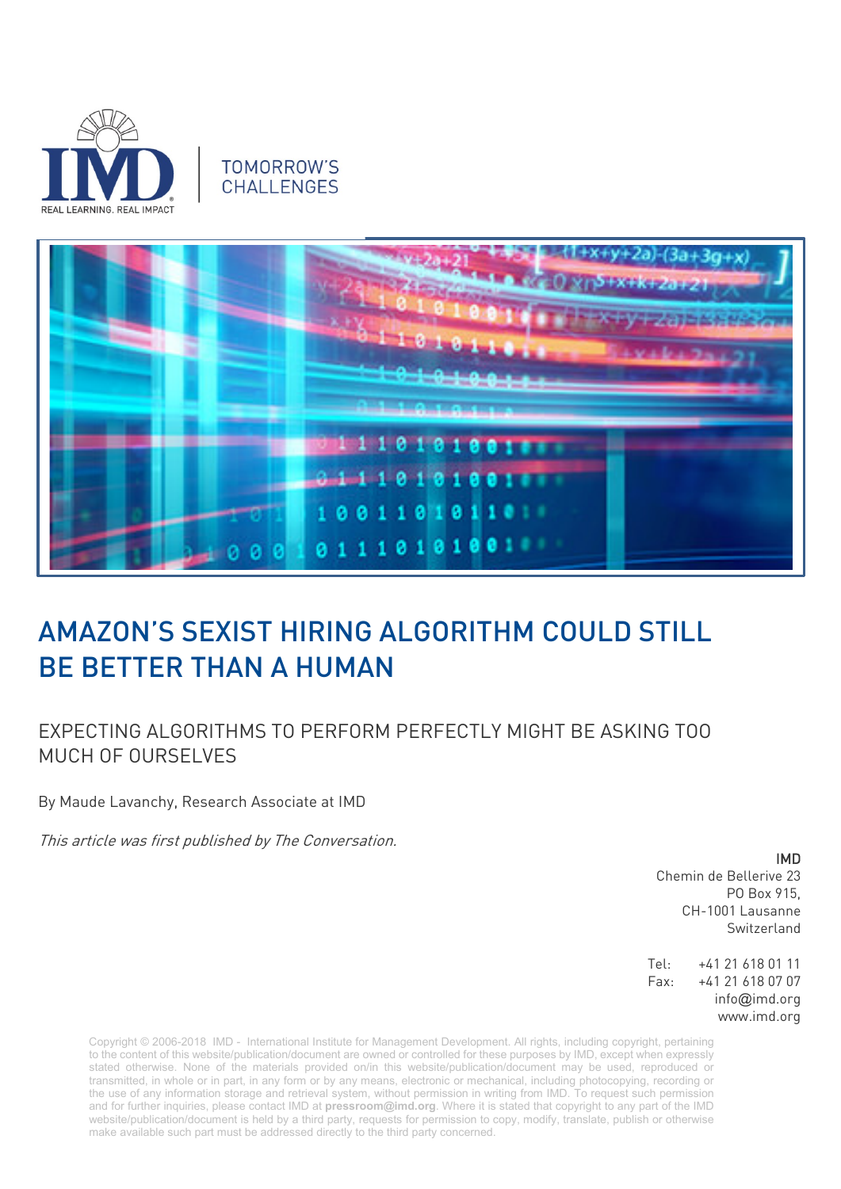IMD

REAL LEARNING. REAL IMPACT

TOMORROW'S CHALLENGES

# AMAZON'S SEXIST HIRING ALGORITHM COULD STILL BE BETTER THAN A HUMAN

## EXPECTING ALGORITHMS TO PERFORM PERFECTLY MIGHT BE ASKING TOO MUCH OF OURSELVES

By Maude Lavanchy, Research Associate at IMD

*This article was first published by The Conversation.*

**IMD**
Chemin de Bellerive 23
PO Box 915,
CH-1001 Lausanne
Switzerland

Tel: +41 21 618 01 11
Fax: +41 21 618 07 07
info@imd.org
www.imd.org

Copyright © 2006-2018 IMD - International Institute for Management Development. All rights, including copyright, pertaining to the content of this website/publication/document are owned or controlled for these purposes by IMD, except when expressly stated otherwise. None of the materials provided on/in this website/publication/document may be used, reproduced or transmitted, in whole or in part, in any form or by any means, electronic or mechanical, including photocopying, recording or the use of any information storage and retrieval system, without permission in writing from IMD. To request such permission and for further inquiries, please contact IMD at **pressroom@imd.org**. Where it is stated that copyright to any part of the IMD website/publication/document is held by a third party, requests for permission to copy, modify, translate, publish or otherwise make available such part must be addressed directly to the third party concerned.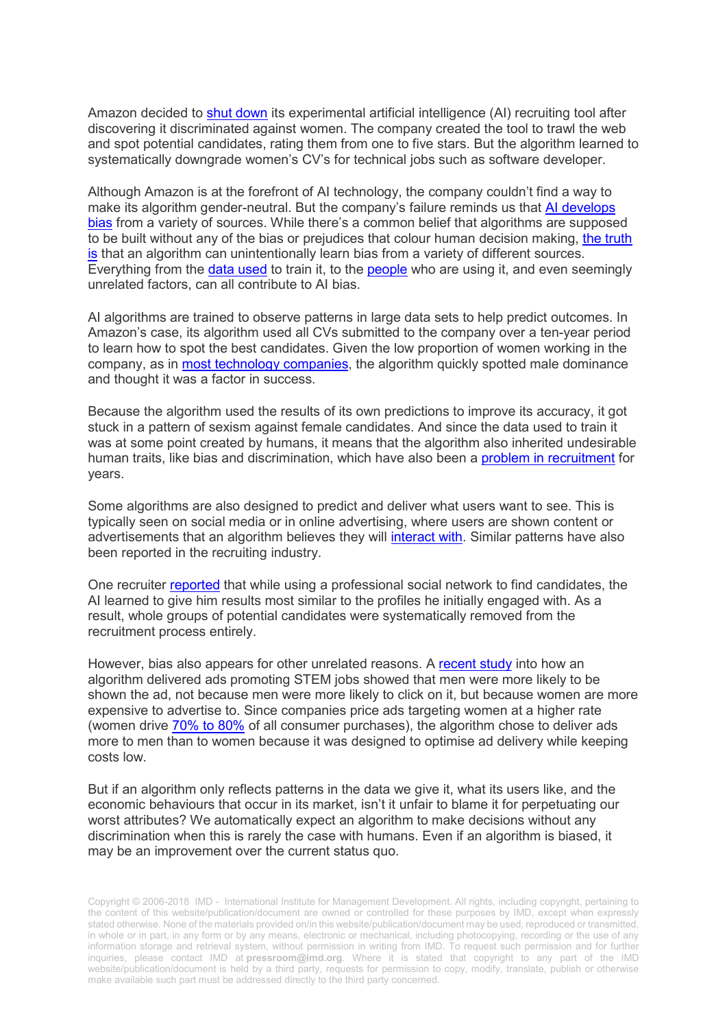Amazon decided to shut down its experimental artificial intelligence (AI) recruiting tool after discovering it discriminated against women. The company created the tool to trawl the web and spot potential candidates, rating them from one to five stars. But the algorithm learned to systematically downgrade women's CV's for technical jobs such as software developer.

Although Amazon is at the forefront of AI technology, the company couldn't find a way to make its algorithm gender-neutral. But the company's failure reminds us that AI develops bias from a variety of sources. While there's a common belief that algorithms are supposed to be built without any of the bias or prejudices that colour human decision making, the truth is that an algorithm can unintentionally learn bias from a variety of different sources. Everything from the data used to train it, to the people who are using it, and even seemingly unrelated factors, can all contribute to AI bias.

AI algorithms are trained to observe patterns in large data sets to help predict outcomes. In Amazon's case, its algorithm used all CVs submitted to the company over a ten-year period to learn how to spot the best candidates. Given the low proportion of women working in the company, as in most technology companies, the algorithm quickly spotted male dominance and thought it was a factor in success.

Because the algorithm used the results of its own predictions to improve its accuracy, it got stuck in a pattern of sexism against female candidates. And since the data used to train it was at some point created by humans, it means that the algorithm also inherited undesirable human traits, like bias and discrimination, which have also been a problem in recruitment for years.

Some algorithms are also designed to predict and deliver what users want to see. This is typically seen on social media or in online advertising, where users are shown content or advertisements that an algorithm believes they will interact with. Similar patterns have also been reported in the recruiting industry.

One recruiter reported that while using a professional social network to find candidates, the AI learned to give him results most similar to the profiles he initially engaged with. As a result, whole groups of potential candidates were systematically removed from the recruitment process entirely.

However, bias also appears for other unrelated reasons. A recent study into how an algorithm delivered ads promoting STEM jobs showed that men were more likely to be shown the ad, not because men were more likely to click on it, but because women are more expensive to advertise to. Since companies price ads targeting women at a higher rate (women drive 70% to 80% of all consumer purchases), the algorithm chose to deliver ads more to men than to women because it was designed to optimise ad delivery while keeping costs low.

But if an algorithm only reflects patterns in the data we give it, what its users like, and the economic behaviours that occur in its market, isn't it unfair to blame it for perpetuating our worst attributes? We automatically expect an algorithm to make decisions without any discrimination when this is rarely the case with humans. Even if an algorithm is biased, it may be an improvement over the current status quo.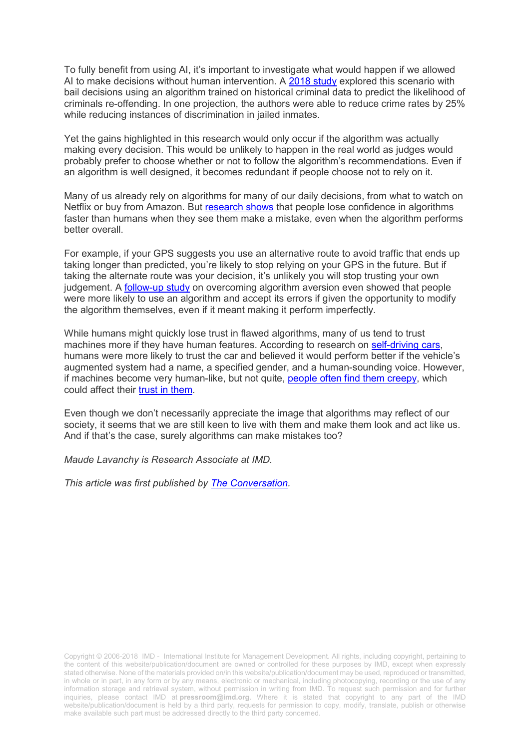To fully benefit from using AI, it's important to investigate what would happen if we allowed AI to make decisions without human intervention. A 2018 study explored this scenario with bail decisions using an algorithm trained on historical criminal data to predict the likelihood of criminals re-offending. In one projection, the authors were able to reduce crime rates by 25% while reducing instances of discrimination in jailed inmates.

Yet the gains highlighted in this research would only occur if the algorithm was actually making every decision. This would be unlikely to happen in the real world as judges would probably prefer to choose whether or not to follow the algorithm's recommendations. Even if an algorithm is well designed, it becomes redundant if people choose not to rely on it.

Many of us already rely on algorithms for many of our daily decisions, from what to watch on Netflix or buy from Amazon. But research shows that people lose confidence in algorithms faster than humans when they see them make a mistake, even when the algorithm performs better overall.

For example, if your GPS suggests you use an alternative route to avoid traffic that ends up taking longer than predicted, you're likely to stop relying on your GPS in the future. But if taking the alternate route was your decision, it's unlikely you will stop trusting your own judgement. A follow-up study on overcoming algorithm aversion even showed that people were more likely to use an algorithm and accept its errors if given the opportunity to modify the algorithm themselves, even if it meant making it perform imperfectly.

While humans might quickly lose trust in flawed algorithms, many of us tend to trust machines more if they have human features. According to research on self-driving cars, humans were more likely to trust the car and believed it would perform better if the vehicle's augmented system had a name, a specified gender, and a human-sounding voice. However, if machines become very human-like, but not quite, people often find them creepy, which could affect their trust in them.

Even though we don't necessarily appreciate the image that algorithms may reflect of our society, it seems that we are still keen to live with them and make them look and act like us. And if that's the case, surely algorithms can make mistakes too?

*Maude Lavanchy is Research Associate at IMD.*

*This article was first published by The Conversation.*

Copyright © 2006-2018 IMD - International Institute for Management Development. All rights, including copyright, pertaining to the content of this website/publication/document are owned or controlled for these purposes by IMD, except when expressly stated otherwise. None of the materials provided on/in this website/publication/document may be used, reproduced or transmitted, in whole or in part, in any form or by any means, electronic or mechanical, including photocopying, recording or the use of any information storage and retrieval system, without permission in writing from IMD. To request such permission and for further inquiries, please contact IMD at **pressroom@imd.org**. Where it is stated that copyright to any part of the IMD website/publication/document is held by a third party, requests for permission to copy, modify, translate, publish or otherwise make available such part must be addressed directly to the third party concerned.